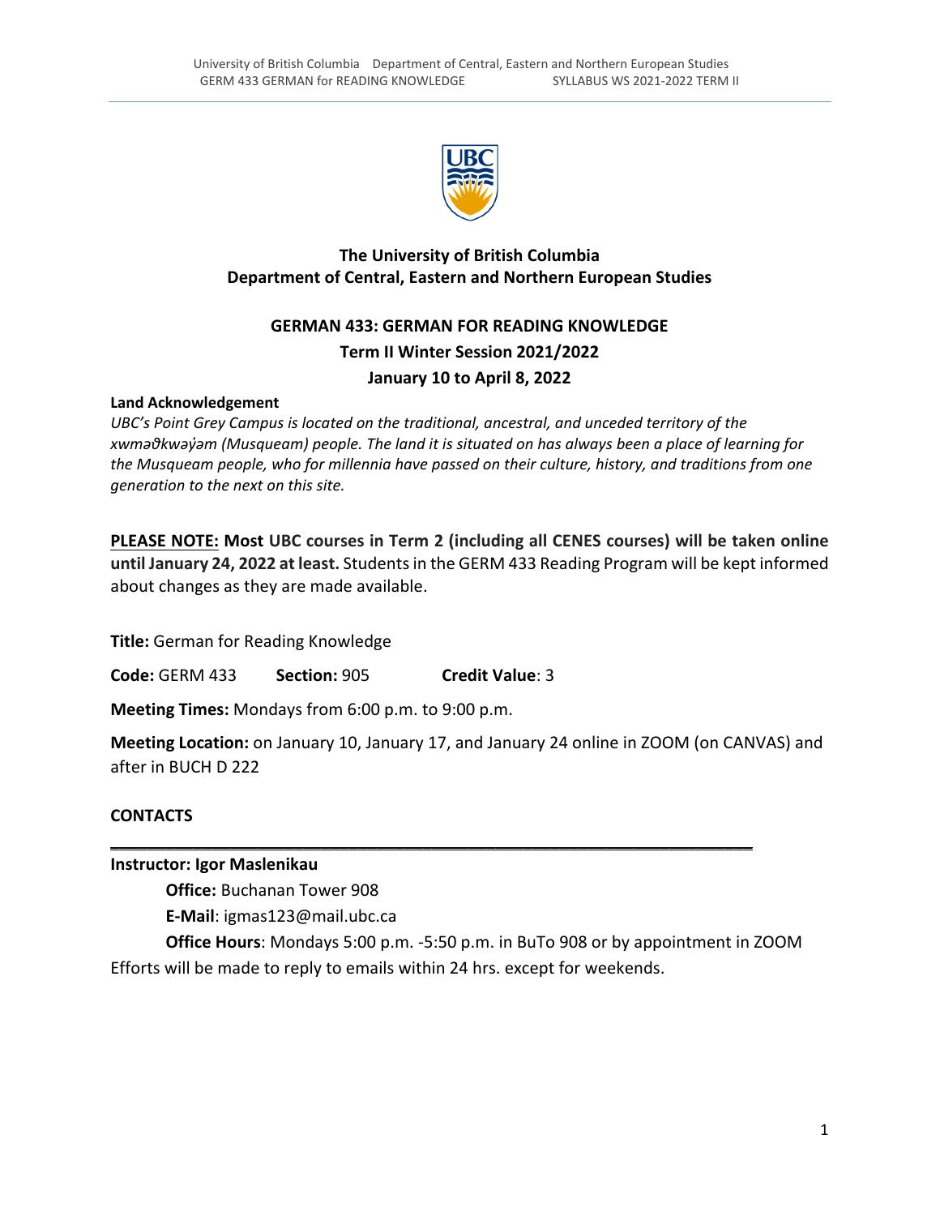**The University of British Columbia**
**Department of Central, Eastern and Northern European Studies**

## GERMAN 433: GERMAN FOR READING KNOWLEDGE

**Term II Winter Session 2021/2022**

**January 10 to April 8, 2022**

**Land Acknowledgement**

*UBC's Point Grey Campus is located on the traditional, ancestral, and unceded territory of the xwməθkwəy̓əm (Musqueam) people. The land it is situated on has always been a place of learning for the Musqueam people, who for millennia have passed on their culture, history, and traditions from one generation to the next on this site.*

**PLEASE NOTE: Most UBC courses in Term 2 (including all CENES courses) will be taken online until January 24, 2022 at least.** Students in the GERM 433 Reading Program will be kept informed about changes as they are made available.

**Title:** German for Reading Knowledge

**Code:** GERM 433 **Section:** 905 **Credit Value**: 3

**Meeting Times:** Mondays from 6:00 p.m. to 9:00 p.m.

**Meeting Location:** on January 10, January 17, and January 24 online in ZOOM (on CANVAS) and after in BUCH D 222

**CONTACTS**

---

**Instructor: Igor Maslenikau**

**Office:** Buchanan Tower 908

**E-Mail**: igmas123@mail.ubc.ca

**Office Hours**: Mondays 5:00 p.m. -5:50 p.m. in BuTo 908 or by appointment in ZOOM

Efforts will be made to reply to emails within 24 hrs. except for weekends.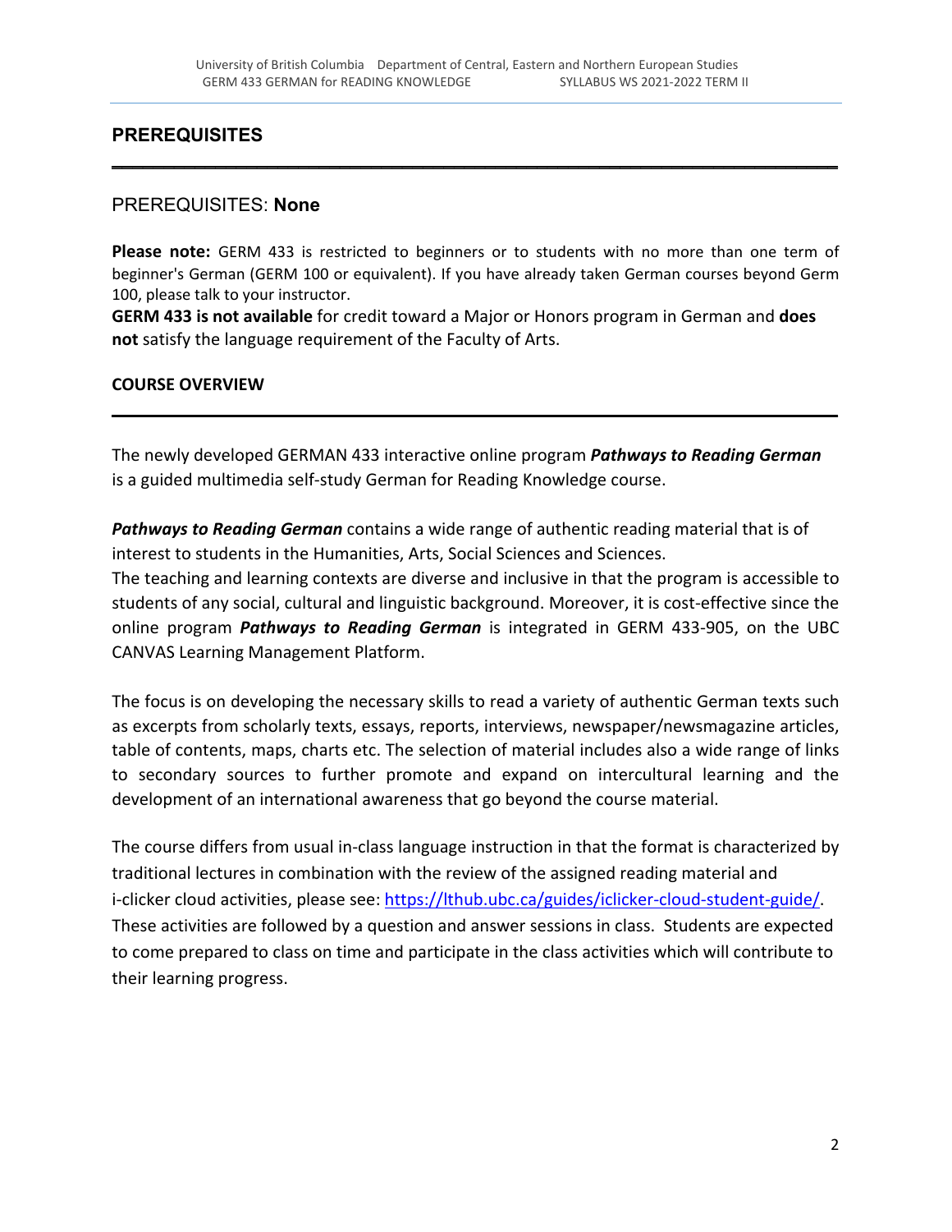## PREREQUISITES

PREREQUISITES: **None**

**Please note:** GERM 433 is restricted to beginners or to students with no more than one term of beginner's German (GERM 100 or equivalent). If you have already taken German courses beyond Germ 100, please talk to your instructor.

**GERM 433 is not available** for credit toward a Major or Honors program in German and **does not** satisfy the language requirement of the Faculty of Arts.

## COURSE OVERVIEW

The newly developed GERMAN 433 interactive online program ***Pathways to Reading German*** is a guided multimedia self-study German for Reading Knowledge course.

***Pathways to Reading German*** contains a wide range of authentic reading material that is of interest to students in the Humanities, Arts, Social Sciences and Sciences.
The teaching and learning contexts are diverse and inclusive in that the program is accessible to students of any social, cultural and linguistic background. Moreover, it is cost-effective since the online program ***Pathways to Reading German*** is integrated in GERM 433-905, on the UBC CANVAS Learning Management Platform.

The focus is on developing the necessary skills to read a variety of authentic German texts such as excerpts from scholarly texts, essays, reports, interviews, newspaper/newsmagazine articles, table of contents, maps, charts etc. The selection of material includes also a wide range of links to secondary sources to further promote and expand on intercultural learning and the development of an international awareness that go beyond the course material.

The course differs from usual in-class language instruction in that the format is characterized by traditional lectures in combination with the review of the assigned reading material and i-clicker cloud activities, please see: https://lthub.ubc.ca/guides/iclicker-cloud-student-guide/. These activities are followed by a question and answer sessions in class. Students are expected to come prepared to class on time and participate in the class activities which will contribute to their learning progress.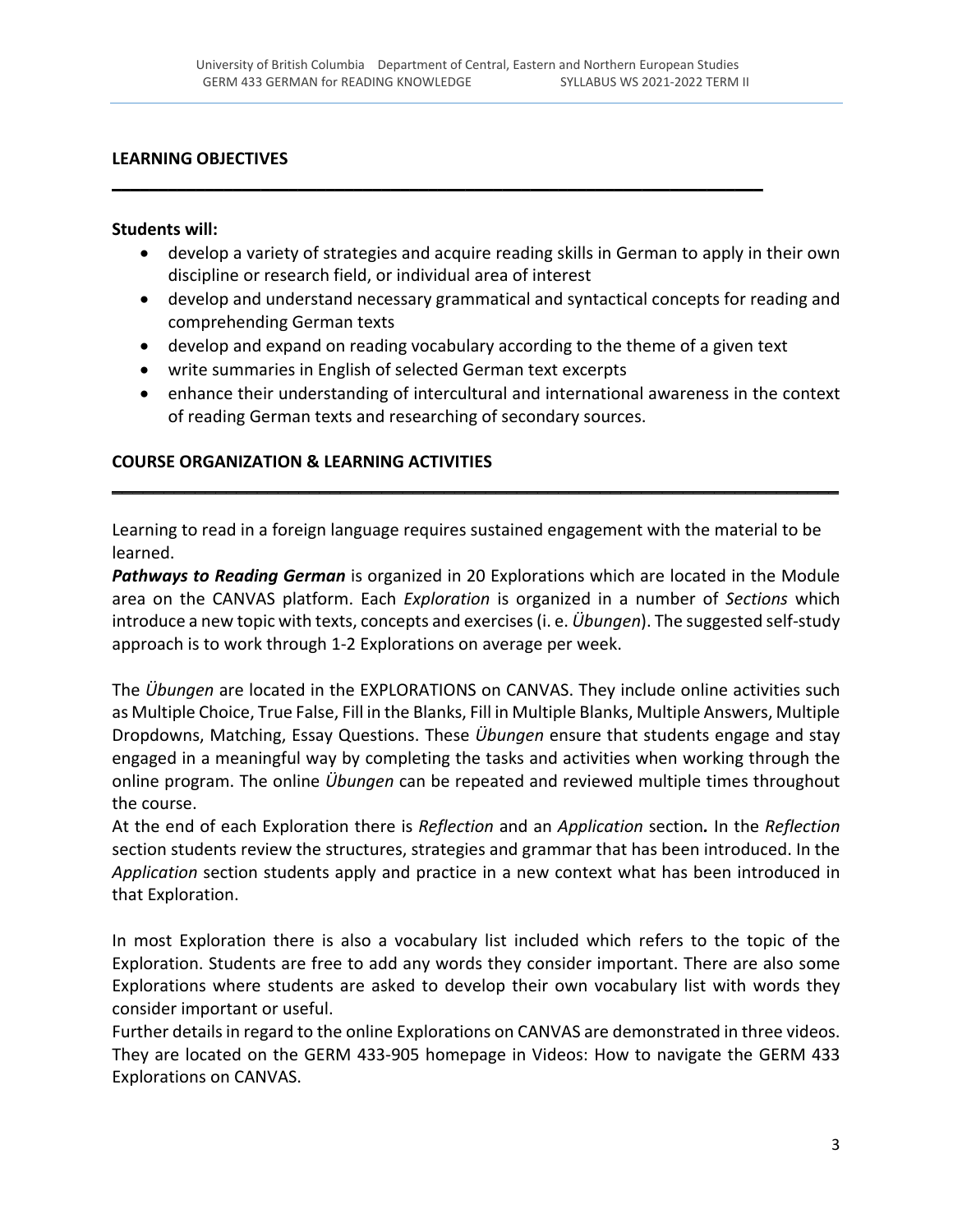## LEARNING OBJECTIVES

**Students will:**

- develop a variety of strategies and acquire reading skills in German to apply in their own discipline or research field, or individual area of interest
- develop and understand necessary grammatical and syntactical concepts for reading and comprehending German texts
- develop and expand on reading vocabulary according to the theme of a given text
- write summaries in English of selected German text excerpts
- enhance their understanding of intercultural and international awareness in the context of reading German texts and researching of secondary sources.

## COURSE ORGANIZATION & LEARNING ACTIVITIES

Learning to read in a foreign language requires sustained engagement with the material to be learned.

***Pathways to Reading German*** is organized in 20 Explorations which are located in the Module area on the CANVAS platform. Each *Exploration* is organized in a number of *Sections* which introduce a new topic with texts, concepts and exercises (i. e. *Übungen*). The suggested self-study approach is to work through 1-2 Explorations on average per week.

The *Übungen* are located in the EXPLORATIONS on CANVAS. They include online activities such as Multiple Choice, True False, Fill in the Blanks, Fill in Multiple Blanks, Multiple Answers, Multiple Dropdowns, Matching, Essay Questions. These *Übungen* ensure that students engage and stay engaged in a meaningful way by completing the tasks and activities when working through the online program. The online *Übungen* can be repeated and reviewed multiple times throughout the course.

At the end of each Exploration there is *Reflection* and an *Application* section***.*** In the *Reflection* section students review the structures, strategies and grammar that has been introduced. In the *Application* section students apply and practice in a new context what has been introduced in that Exploration.

In most Exploration there is also a vocabulary list included which refers to the topic of the Exploration. Students are free to add any words they consider important. There are also some Explorations where students are asked to develop their own vocabulary list with words they consider important or useful.

Further details in regard to the online Explorations on CANVAS are demonstrated in three videos. They are located on the GERM 433-905 homepage in Videos: How to navigate the GERM 433 Explorations on CANVAS.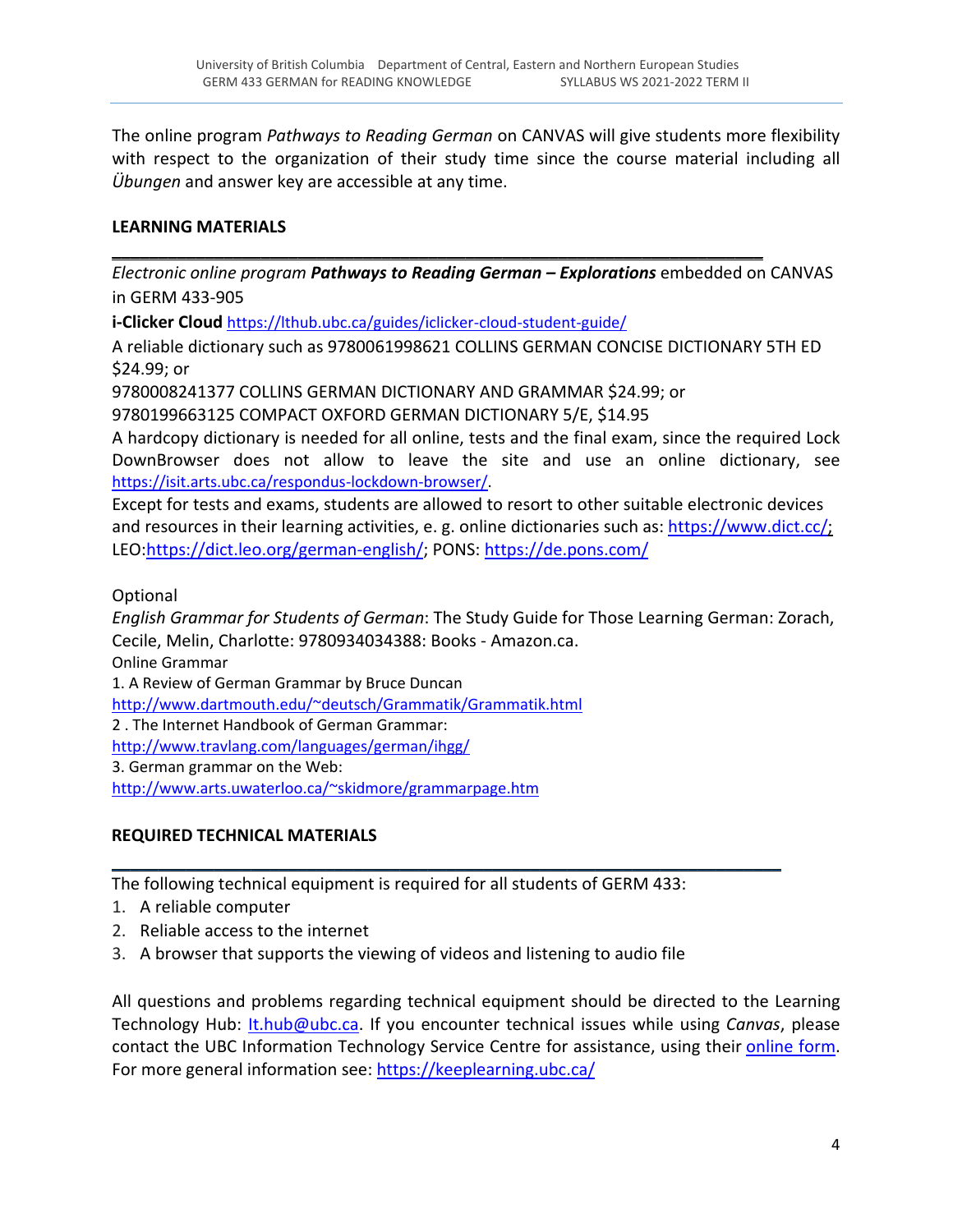The online program *Pathways to Reading German* on CANVAS will give students more flexibility with respect to the organization of their study time since the course material including all *Übungen* and answer key are accessible at any time.

## LEARNING MATERIALS

---

*Electronic online program* ***Pathways to Reading German – Explorations*** embedded on CANVAS in GERM 433-905

**i-Clicker Cloud** https://lthub.ubc.ca/guides/iclicker-cloud-student-guide/

A reliable dictionary such as 9780061998621 COLLINS GERMAN CONCISE DICTIONARY 5TH ED $24.99; or

9780008241377 COLLINS GERMAN DICTIONARY AND GRAMMAR $24.99; or

9780199663125 COMPACT OXFORD GERMAN DICTIONARY 5/E, $14.95

A hardcopy dictionary is needed for all online, tests and the final exam, since the required Lock DownBrowser does not allow to leave the site and use an online dictionary, see https://isit.arts.ubc.ca/respondus-lockdown-browser/.

Except for tests and exams, students are allowed to resort to other suitable electronic devices and resources in their learning activities, e. g. online dictionaries such as: https://www.dict.cc/; LEO:https://dict.leo.org/german-english/; PONS: https://de.pons.com/

Optional

*English Grammar for Students of German*: The Study Guide for Those Learning German: Zorach, Cecile, Melin, Charlotte: 9780934034388: Books - Amazon.ca.

Online Grammar

1. A Review of German Grammar by Bruce Duncan
http://www.dartmouth.edu/~deutsch/Grammatik/Grammatik.html
2. The Internet Handbook of German Grammar:
http://www.travlang.com/languages/german/ihgg/
3. German grammar on the Web:
http://www.arts.uwaterloo.ca/~skidmore/grammarpage.htm

## REQUIRED TECHNICAL MATERIALS

---

The following technical equipment is required for all students of GERM 433:

1. A reliable computer
2. Reliable access to the internet
3. A browser that supports the viewing of videos and listening to audio file

All questions and problems regarding technical equipment should be directed to the Learning Technology Hub: lt.hub@ubc.ca. If you encounter technical issues while using *Canvas*, please contact the UBC Information Technology Service Centre for assistance, using their online form. For more general information see: https://keeplearning.ubc.ca/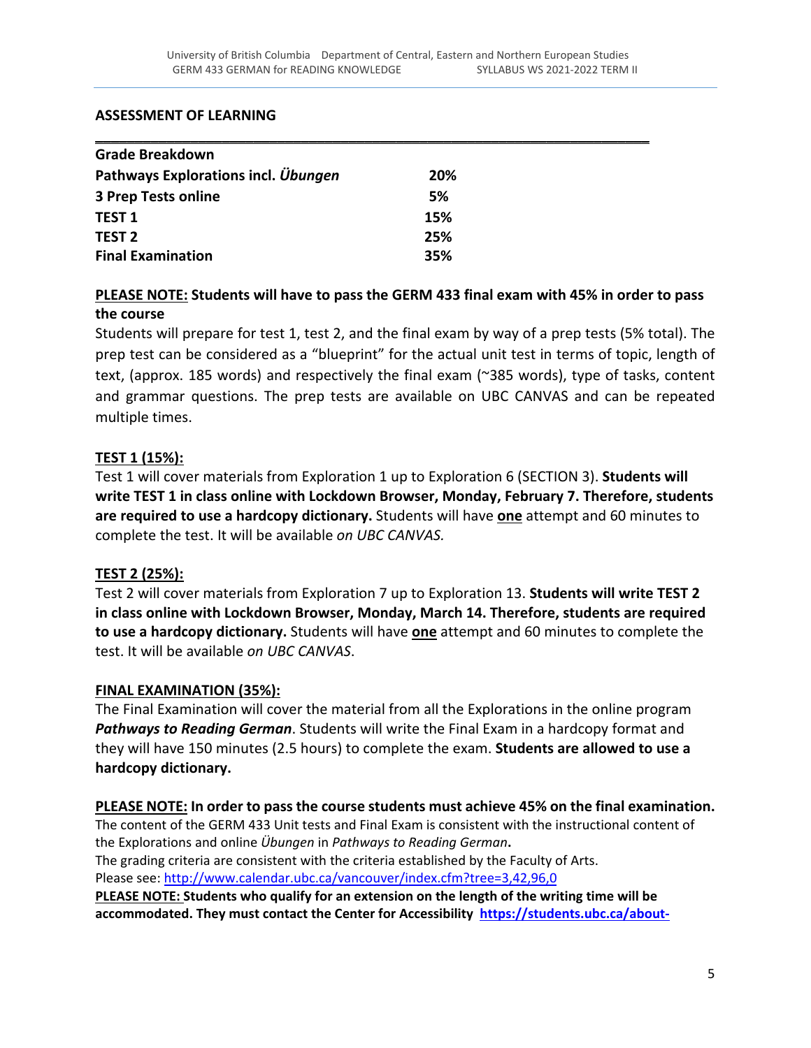## ASSESSMENT OF LEARNING

| Grade Breakdown | |
|---|---|
| **Pathways Explorations incl. *Übungen*** | **20%** |
| **3 Prep Tests online** | **5%** |
| **TEST 1** | **15%** |
| **TEST 2** | **25%** |
| **Final Examination** | **35%** |

**PLEASE NOTE: Students will have to pass the GERM 433 final exam with 45% in order to pass the course**

Students will prepare for test 1, test 2, and the final exam by way of a prep tests (5% total). The prep test can be considered as a "blueprint" for the actual unit test in terms of topic, length of text, (approx. 185 words) and respectively the final exam (~385 words), type of tasks, content and grammar questions. The prep tests are available on UBC CANVAS and can be repeated multiple times.

**TEST 1 (15%):**

Test 1 will cover materials from Exploration 1 up to Exploration 6 (SECTION 3). **Students will write TEST 1 in class online with Lockdown Browser, Monday, February 7. Therefore, students are required to use a hardcopy dictionary.** Students will have **one** attempt and 60 minutes to complete the test. It will be available *on UBC CANVAS.*

**TEST 2 (25%):**

Test 2 will cover materials from Exploration 7 up to Exploration 13. **Students will write TEST 2 in class online with Lockdown Browser, Monday, March 14. Therefore, students are required to use a hardcopy dictionary.** Students will have **one** attempt and 60 minutes to complete the test. It will be available *on UBC CANVAS*.

**FINAL EXAMINATION (35%):**

The Final Examination will cover the material from all the Explorations in the online program ***Pathways to Reading German***. Students will write the Final Exam in a hardcopy format and they will have 150 minutes (2.5 hours) to complete the exam. **Students are allowed to use a hardcopy dictionary.**

**PLEASE NOTE: In order to pass the course students must achieve 45% on the final examination.**

The content of the GERM 433 Unit tests and Final Exam is consistent with the instructional content of the Explorations and online *Übungen* in *Pathways to Reading German***.**

The grading criteria are consistent with the criteria established by the Faculty of Arts.

Please see: http://www.calendar.ubc.ca/vancouver/index.cfm?tree=3,42,96,0

**PLEASE NOTE: Students who qualify for an extension on the length of the writing time will be accommodated. They must contact the Center for Accessibility https://students.ubc.ca/about-**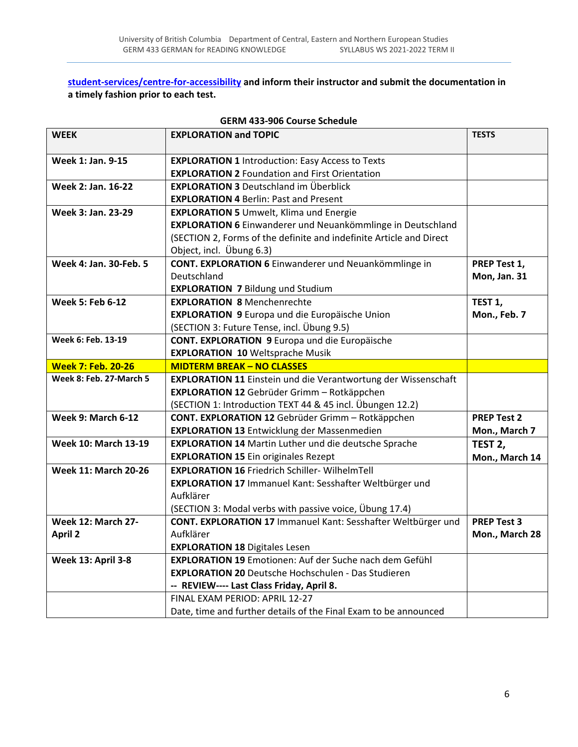**student-services/centre-for-accessibility and inform their instructor and submit the documentation in a timely fashion prior to each test.**

**GERM 433-906 Course Schedule**

| **WEEK** | **EXPLORATION and TOPIC** | **TESTS** |
|---|---|---|
| **Week 1: Jan. 9-15** | **EXPLORATION 1** Introduction: Easy Access to Texts<br>**EXPLORATION 2** Foundation and First Orientation | |
| **Week 2: Jan. 16-22** | **EXPLORATION 3** Deutschland im Überblick<br>**EXPLORATION 4** Berlin: Past and Present | |
| **Week 3: Jan. 23-29** | **EXPLORATION 5** Umwelt, Klima und Energie<br>**EXPLORATION 6** Einwanderer und Neuankömmlinge in Deutschland<br>(SECTION 2, Forms of the definite and indefinite Article and Direct Object, incl. Übung 6.3) | |
| **Week 4: Jan. 30-Feb. 5** | **CONT. EXPLORATION 6** Einwanderer und Neuankömmlinge in Deutschland<br>**EXPLORATION 7** Bildung und Studium | **PREP Test 1, Mon, Jan. 31** |
| **Week 5: Feb 6-12** | **EXPLORATION 8** Menchenrechte<br>**EXPLORATION 9** Europa und die Europäische Union<br>(SECTION 3: Future Tense, incl. Übung 9.5) | **TEST 1, Mon., Feb. 7** |
| **Week 6: Feb. 13-19** | **CONT. EXPLORATION 9** Europa und die Europäische<br>**EXPLORATION 10** Weltsprache Musik | |
| **Week 7: Feb. 20-26** | **MIDTERM BREAK – NO CLASSES** | |
| **Week 8: Feb. 27-March 5** | **EXPLORATION 11** Einstein und die Verantwortung der Wissenschaft<br>**EXPLORATION 12** Gebrüder Grimm – Rotkäppchen<br>(SECTION 1: Introduction TEXT 44 & 45 incl. Übungen 12.2) | |
| **Week 9: March 6-12** | **CONT. EXPLORATION 12** Gebrüder Grimm – Rotkäppchen<br>**EXPLORATION 13** Entwicklung der Massenmedien | **PREP Test 2 Mon., March 7** |
| **Week 10: March 13-19** | **EXPLORATION 14** Martin Luther und die deutsche Sprache<br>**EXPLORATION 15** Ein originales Rezept | **TEST 2, Mon., March 14** |
| **Week 11: March 20-26** | **EXPLORATION 16** Friedrich Schiller- WilhelmTell<br>**EXPLORATION 17** Immanuel Kant: Sesshafter Weltbürger und Aufklärer<br>(SECTION 3: Modal verbs with passive voice, Übung 17.4) | |
| **Week 12: March 27-April 2** | **CONT. EXPLORATION 17** Immanuel Kant: Sesshafter Weltbürger und Aufklärer<br>**EXPLORATION 18** Digitales Lesen | **PREP Test 3 Mon., March 28** |
| **Week 13: April 3-8** | **EXPLORATION 19** Emotionen: Auf der Suche nach dem Gefühl<br>**EXPLORATION 20** Deutsche Hochschulen - Das Studieren<br>**-- REVIEW---- Last Class Friday, April 8.** | |
| | FINAL EXAM PERIOD: APRIL 12-27<br>Date, time and further details of the Final Exam to be announced | |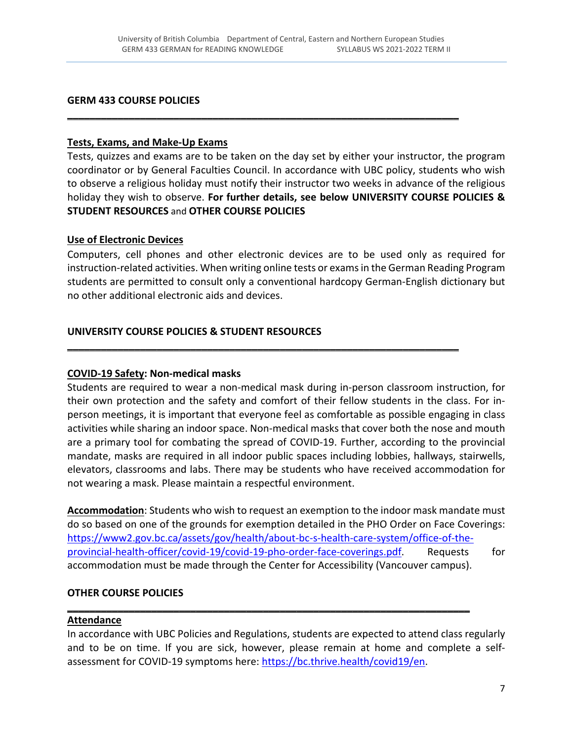## GERM 433 COURSE POLICIES

---

### Tests, Exams, and Make-Up Exams

Tests, quizzes and exams are to be taken on the day set by either your instructor, the program coordinator or by General Faculties Council. In accordance with UBC policy, students who wish to observe a religious holiday must notify their instructor two weeks in advance of the religious holiday they wish to observe. **For further details, see below UNIVERSITY COURSE POLICIES & STUDENT RESOURCES** and **OTHER COURSE POLICIES**

### Use of Electronic Devices

Computers, cell phones and other electronic devices are to be used only as required for instruction-related activities. When writing online tests or exams in the German Reading Program students are permitted to consult only a conventional hardcopy German-English dictionary but no other additional electronic aids and devices.

## UNIVERSITY COURSE POLICIES & STUDENT RESOURCES

---

### COVID-19 Safety: Non-medical masks

Students are required to wear a non-medical mask during in-person classroom instruction, for their own protection and the safety and comfort of their fellow students in the class. For in-person meetings, it is important that everyone feel as comfortable as possible engaging in class activities while sharing an indoor space. Non-medical masks that cover both the nose and mouth are a primary tool for combating the spread of COVID-19. Further, according to the provincial mandate, masks are required in all indoor public spaces including lobbies, hallways, stairwells, elevators, classrooms and labs. There may be students who have received accommodation for not wearing a mask. Please maintain a respectful environment.

**Accommodation**: Students who wish to request an exemption to the indoor mask mandate must do so based on one of the grounds for exemption detailed in the PHO Order on Face Coverings: https://www2.gov.bc.ca/assets/gov/health/about-bc-s-health-care-system/office-of-the-provincial-health-officer/covid-19/covid-19-pho-order-face-coverings.pdf. Requests for accommodation must be made through the Center for Accessibility (Vancouver campus).

## OTHER COURSE POLICIES

---

### Attendance

In accordance with UBC Policies and Regulations, students are expected to attend class regularly and to be on time. If you are sick, however, please remain at home and complete a self-assessment for COVID-19 symptoms here: https://bc.thrive.health/covid19/en.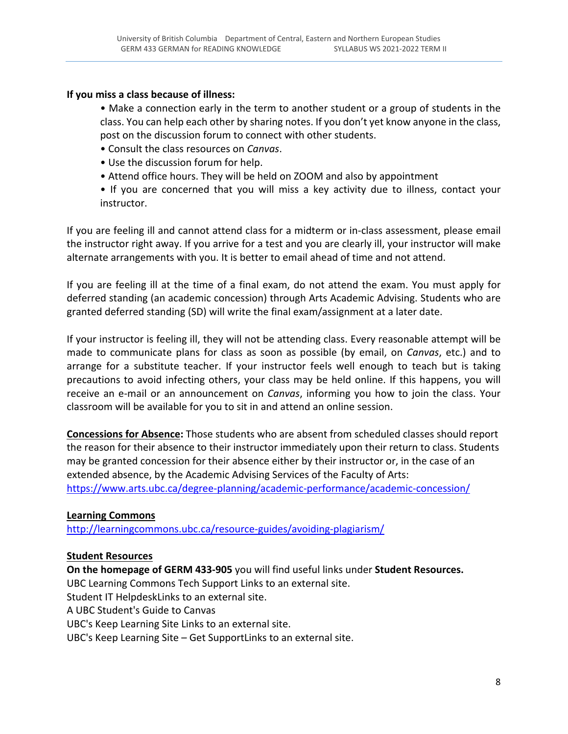**If you miss a class because of illness:**

- Make a connection early in the term to another student or a group of students in the class. You can help each other by sharing notes. If you don't yet know anyone in the class, post on the discussion forum to connect with other students.
- Consult the class resources on *Canvas*.
- Use the discussion forum for help.
- Attend office hours. They will be held on ZOOM and also by appointment
- If you are concerned that you will miss a key activity due to illness, contact your instructor.

If you are feeling ill and cannot attend class for a midterm or in-class assessment, please email the instructor right away. If you arrive for a test and you are clearly ill, your instructor will make alternate arrangements with you. It is better to email ahead of time and not attend.

If you are feeling ill at the time of a final exam, do not attend the exam. You must apply for deferred standing (an academic concession) through Arts Academic Advising. Students who are granted deferred standing (SD) will write the final exam/assignment at a later date.

If your instructor is feeling ill, they will not be attending class. Every reasonable attempt will be made to communicate plans for class as soon as possible (by email, on *Canvas*, etc.) and to arrange for a substitute teacher. If your instructor feels well enough to teach but is taking precautions to avoid infecting others, your class may be held online. If this happens, you will receive an e-mail or an announcement on *Canvas*, informing you how to join the class. Your classroom will be available for you to sit in and attend an online session.

**Concessions for Absence:** Those students who are absent from scheduled classes should report the reason for their absence to their instructor immediately upon their return to class. Students may be granted concession for their absence either by their instructor or, in the case of an extended absence, by the Academic Advising Services of the Faculty of Arts: https://www.arts.ubc.ca/degree-planning/academic-performance/academic-concession/

**Learning Commons**

http://learningcommons.ubc.ca/resource-guides/avoiding-plagiarism/

**Student Resources**

**On the homepage of GERM 433-905** you will find useful links under **Student Resources.**
UBC Learning Commons Tech Support Links to an external site.
Student IT HelpdeskLinks to an external site.
A UBC Student's Guide to Canvas
UBC's Keep Learning Site Links to an external site.
UBC's Keep Learning Site – Get SupportLinks to an external site.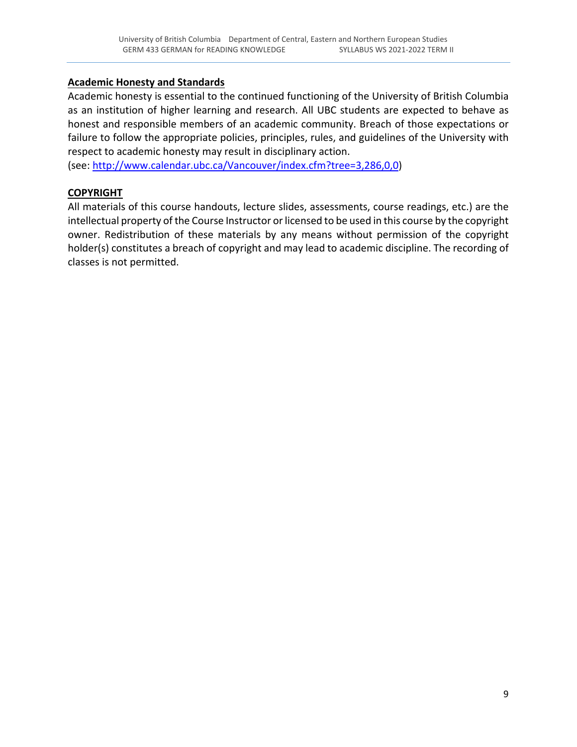## Academic Honesty and Standards

Academic honesty is essential to the continued functioning of the University of British Columbia as an institution of higher learning and research. All UBC students are expected to behave as honest and responsible members of an academic community. Breach of those expectations or failure to follow the appropriate policies, principles, rules, and guidelines of the University with respect to academic honesty may result in disciplinary action.
(see: http://www.calendar.ubc.ca/Vancouver/index.cfm?tree=3,286,0,0)

## COPYRIGHT

All materials of this course handouts, lecture slides, assessments, course readings, etc.) are the intellectual property of the Course Instructor or licensed to be used in this course by the copyright owner. Redistribution of these materials by any means without permission of the copyright holder(s) constitutes a breach of copyright and may lead to academic discipline. The recording of classes is not permitted.